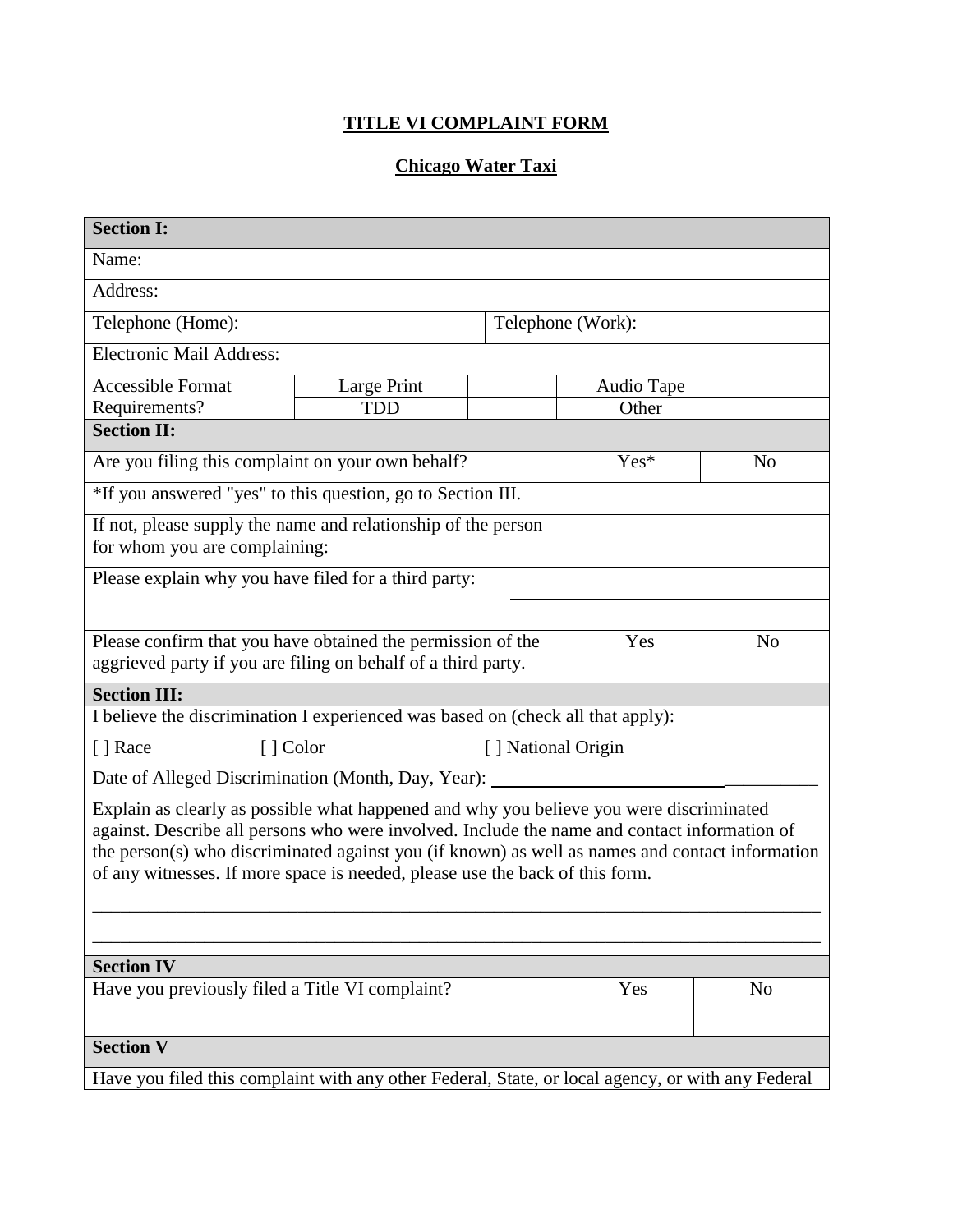# TITLE VI COMPLAINT FORM

## Chicago Water Taxi

| **Section I:** | | | | |
|---|---|---|---|---|
| Name: | | | | |
| Address: | | | | |
| Telephone (Home): | | Telephone (Work): | | |
| Electronic Mail Address: | | | | |
| Accessible Format Requirements? | Large Print | | Audio Tape | |
| | TDD | | Other | |

| **Section II:** | | |
|---|---|---|
| Are you filing this complaint on your own behalf? | Yes* | No |
| *If you answered "yes" to this question, go to Section III. | | |
| If not, please supply the name and relationship of the person for whom you are complaining: | | |
| Please explain why you have filed for a third party: | | |
| Please confirm that you have obtained the permission of the aggrieved party if you are filing on behalf of a third party. | Yes | No |

**Section III:**

I believe the discrimination I experienced was based on (check all that apply):

[ ] Race [ ] Color [ ] National Origin

Date of Alleged Discrimination (Month, Day, Year): ____________________

Explain as clearly as possible what happened and why you believe you were discriminated against. Describe all persons who were involved. Include the name and contact information of the person(s) who discriminated against you (if known) as well as names and contact information of any witnesses. If more space is needed, please use the back of this form.

______________________________________________________________________________

______________________________________________________________________________

| **Section IV** | | |
|---|---|---|
| Have you previously filed a Title VI complaint? | Yes | No |

**Section V**

Have you filed this complaint with any other Federal, State, or local agency, or with any Federal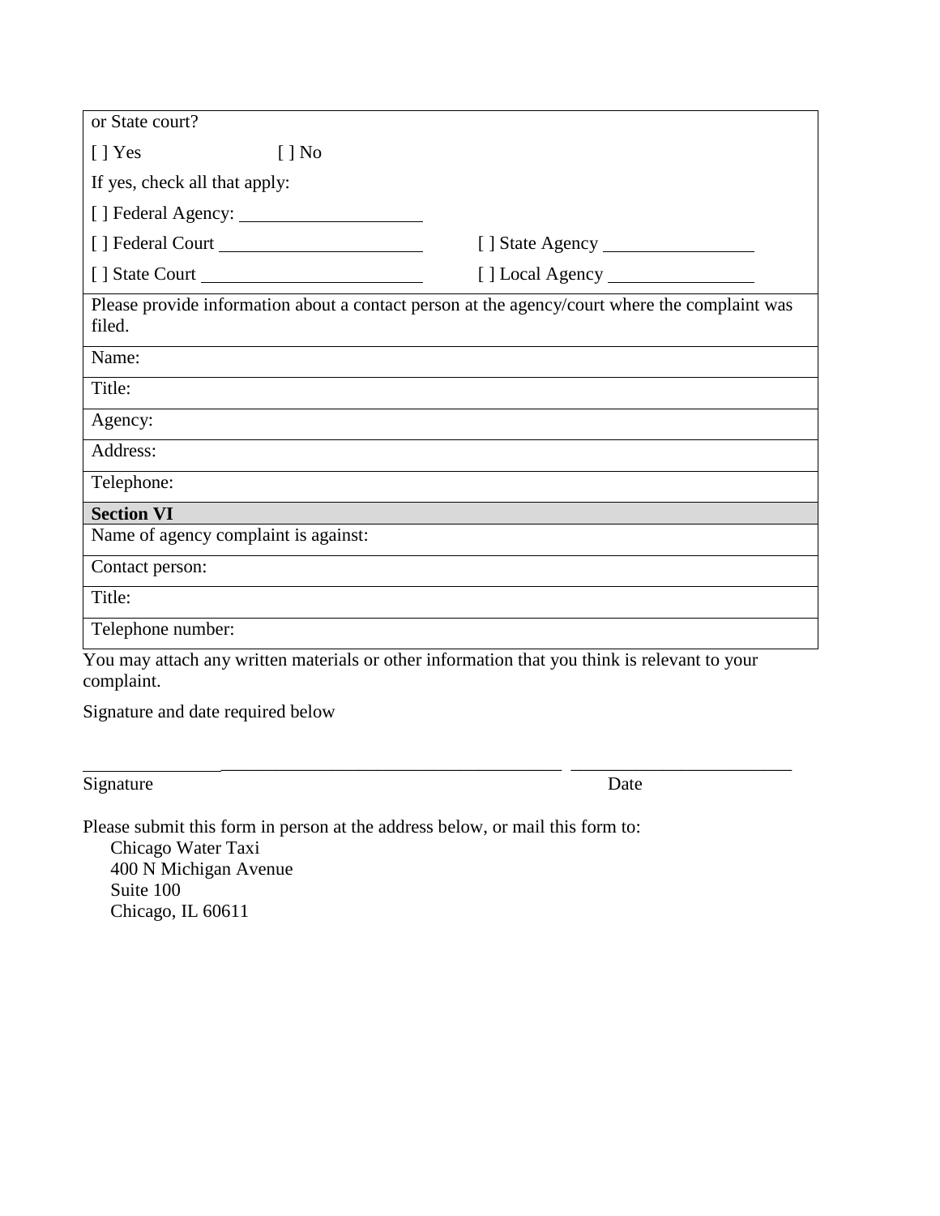| |
|---|
| or State court? |
| [ ] Yes          [ ] No |
| If yes, check all that apply: |
| [ ] Federal Agency: ____________________ |
| [ ] Federal Court ______________________     [ ] State Agency ________________ |
| [ ] State Court ______________________     [ ] Local Agency ________________ |
| Please provide information about a contact person at the agency/court where the complaint was filed. |
| Name: |
| Title: |
| Agency: |
| Address: |
| Telephone: |
| **Section VI** |
| Name of agency complaint is against: |
| Contact person: |
| Title: |
| Telephone number: |

You may attach any written materials or other information that you think is relevant to your complaint.

Signature and date required below

_____________________________________________________ ________________________

Signature                                                                 Date

Please submit this form in person at the address below, or mail this form to:

Chicago Water Taxi
400 N Michigan Avenue
Suite 100
Chicago, IL 60611